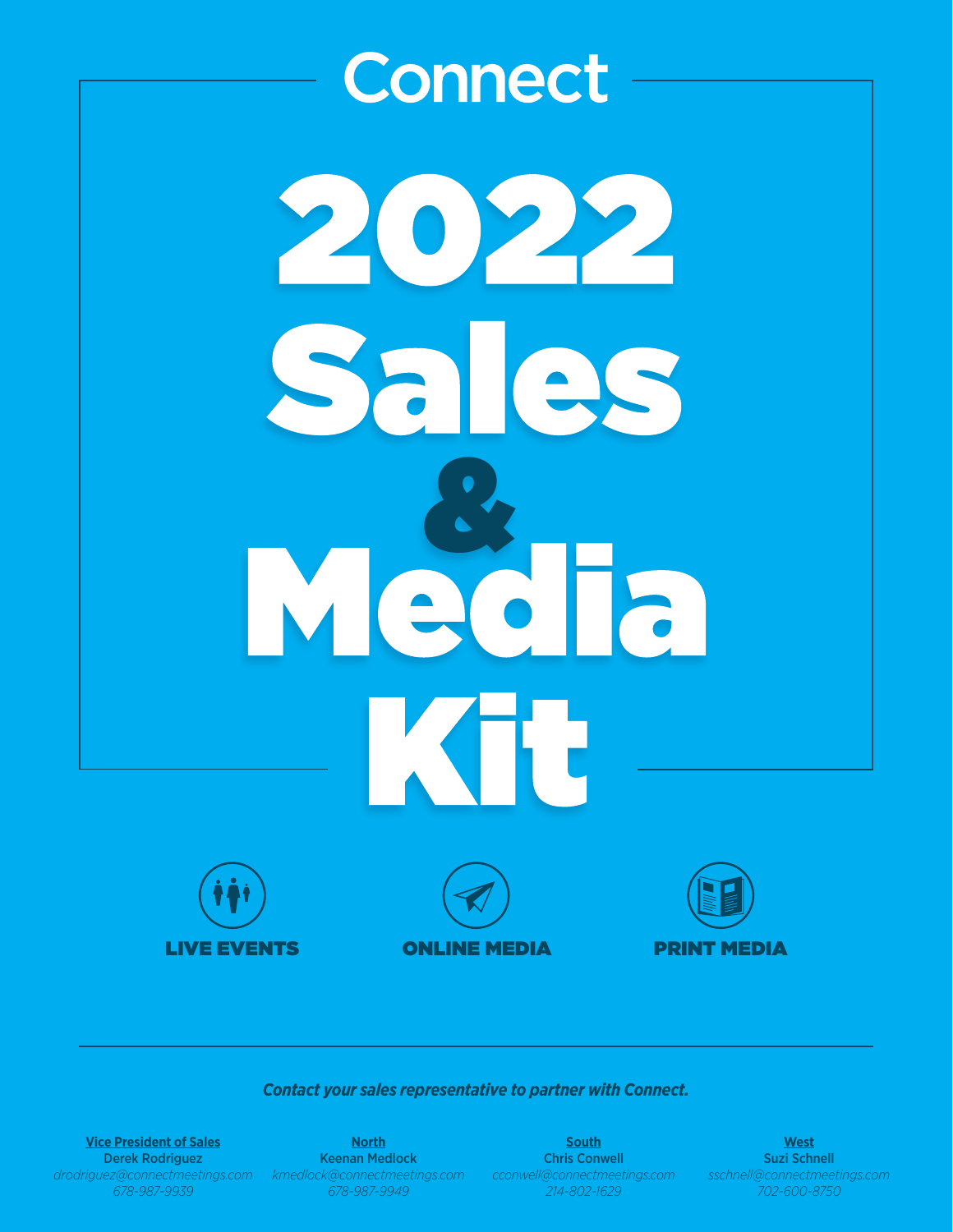Connect

# 2022 Sales & Media Kit

LIVE EVENTS

ONLINE MEDIA

PRINT MEDIA

***Contact your sales representative to partner with Connect.***

**Vice President of Sales**
**Derek Rodriguez**
*drodriguez@connectmeetings.com*
*678-987-9939*

**North**
**Keenan Medlock**
*kmedlock@connectmeetings.com*
*678-987-9949*

**South**
**Chris Conwell**
*cconwell@connectmeetings.com*
*214-802-1629*

**West**
**Suzi Schnell**
*sschnell@connectmeetings.com*
*702-600-8750*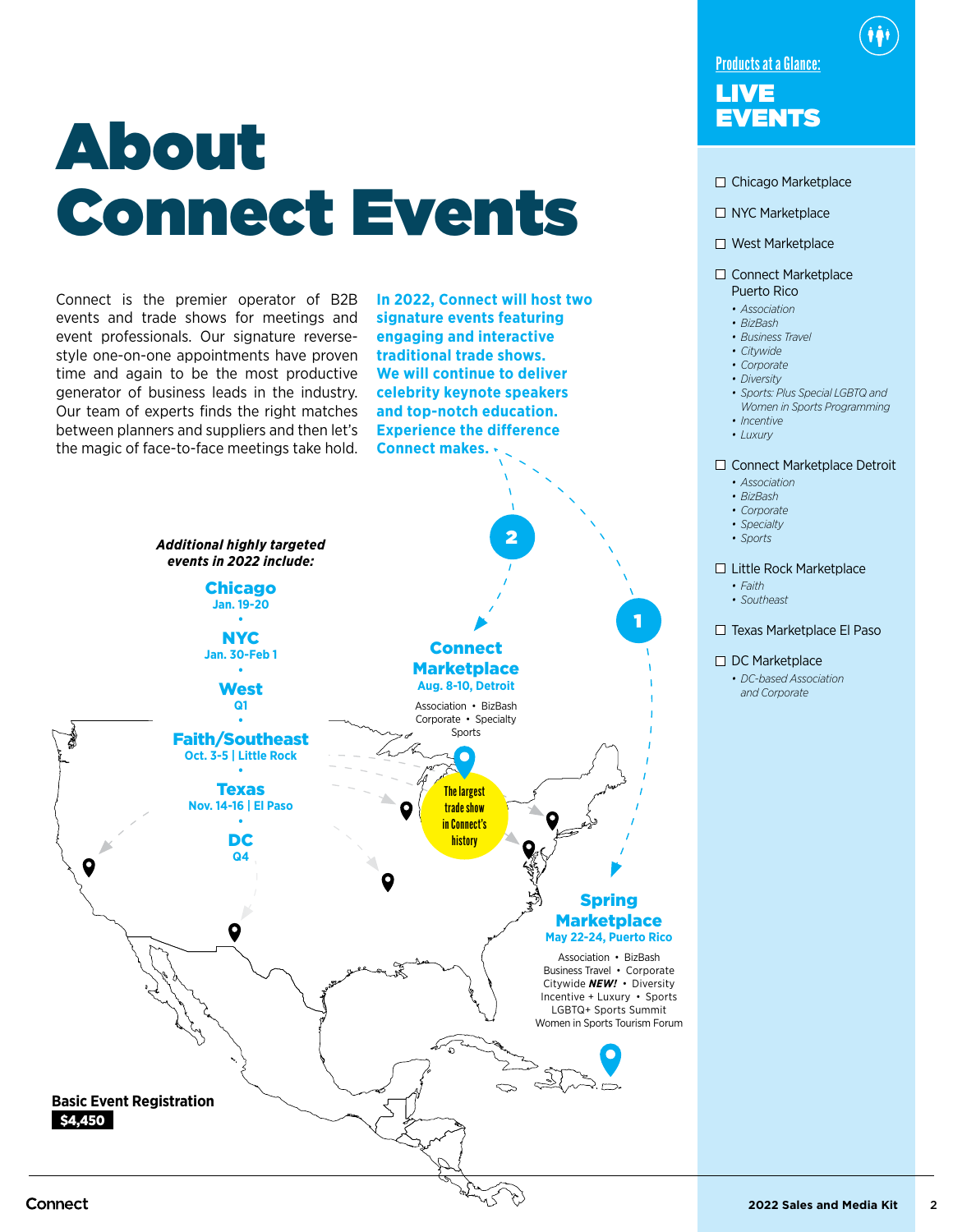# About Connect Events

Connect is the premier operator of B2B events and trade shows for meetings and event professionals. Our signature reverse-style one-on-one appointments have proven time and again to be the most productive generator of business leads in the industry. Our team of experts finds the right matches between planners and suppliers and then let's the magic of face-to-face meetings take hold.

**In 2022, Connect will host two signature events featuring engaging and interactive traditional trade shows. We will continue to deliver celebrity keynote speakers and top-notch education. Experience the difference Connect makes.**

***Additional highly targeted events in 2022 include:***

**Chicago**
Jan. 19-20

**NYC**
Jan. 30-Feb 1

**West**
Q1

**Faith/Southeast**
Oct. 3-5 | Little Rock

**Texas**
Nov. 14-16 | El Paso

**DC**
Q4

**2**

**Connect Marketplace**
**Aug. 8-10, Detroit**

Association • BizBash
Corporate • Specialty
Sports

The largest trade show in Connect's history

**1**

**Spring Marketplace**
**May 22-24, Puerto Rico**

Association • BizBash
Business Travel • Corporate
Citywide ***NEW!*** • Diversity
Incentive + Luxury • Sports
LGBTQ+ Sports Summit
Women in Sports Tourism Forum

**Basic Event Registration**
**$4,450**

## Products at a Glance: LIVE EVENTS

- ☐ Chicago Marketplace
- ☐ NYC Marketplace
- ☐ West Marketplace
- ☐ Connect Marketplace Puerto Rico
  - *Association*
  - *BizBash*
  - *Business Travel*
  - *Citywide*
  - *Corporate*
  - *Diversity*
  - *Sports: Plus Special LGBTQ and Women in Sports Programming*
  - *Incentive*
  - *Luxury*
- ☐ Connect Marketplace Detroit
  - *Association*
  - *BizBash*
  - *Corporate*
  - *Specialty*
  - *Sports*
- ☐ Little Rock Marketplace
  - *Faith*
  - *Southeast*
- ☐ Texas Marketplace El Paso
- ☐ DC Marketplace
  - *DC-based Association and Corporate*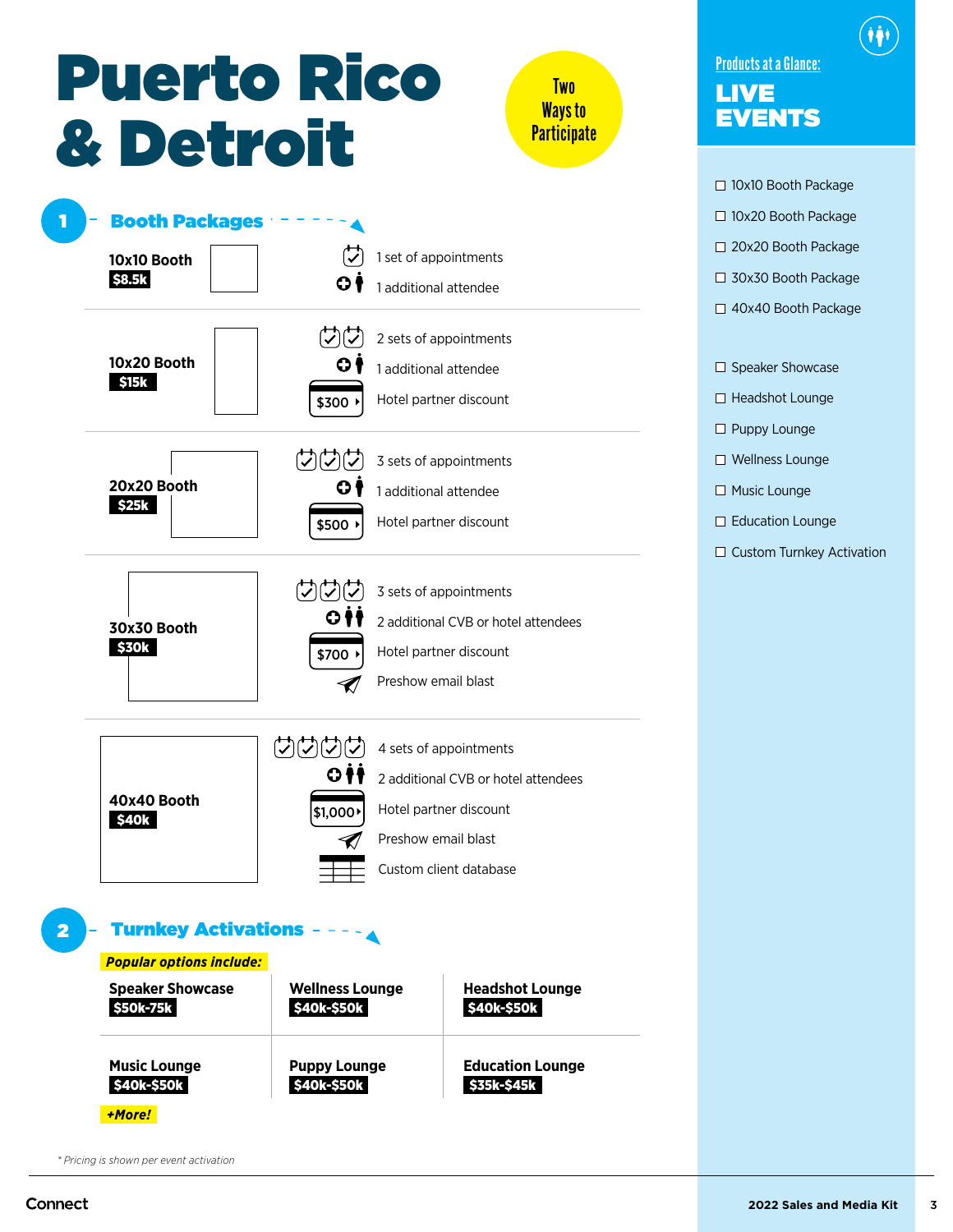# Puerto Rico & Detroit

**Two Ways to Participate**

## 1 Booth Packages

**10x10 Booth**
**$8.5k**
- 1 set of appointments
- 1 additional attendee

**10x20 Booth**
**$15k**
- 2 sets of appointments
- 1 additional attendee
- $300 Hotel partner discount

**20x20 Booth**
**$25k**
- 3 sets of appointments
- 1 additional attendee
- $500 Hotel partner discount

**30x30 Booth**
**$30k**
- 3 sets of appointments
- 2 additional CVB or hotel attendees
- $700 Hotel partner discount
- Preshow email blast

**40x40 Booth**
**$40k**
- 4 sets of appointments
- 2 additional CVB or hotel attendees
- $1,000 Hotel partner discount
- Preshow email blast
- Custom client database

## 2 Turnkey Activations

***Popular options include:***

| | | |
|---|---|---|
| **Speaker Showcase** $50k-75k | **Wellness Lounge** $40k-$50k | **Headshot Lounge** $40k-$50k |
| **Music Lounge** $40k-$50k | **Puppy Lounge** $40k-$50k | **Education Lounge** $35k-$45k |

***+More!***

*\* Pricing is shown per event activation*

## Products at a Glance: LIVE EVENTS

- ☐ 10x10 Booth Package
- ☐ 10x20 Booth Package
- ☐ 20x20 Booth Package
- ☐ 30x30 Booth Package
- ☐ 40x40 Booth Package

- ☐ Speaker Showcase
- ☐ Headshot Lounge
- ☐ Puppy Lounge
- ☐ Wellness Lounge
- ☐ Music Lounge
- ☐ Education Lounge
- ☐ Custom Turnkey Activation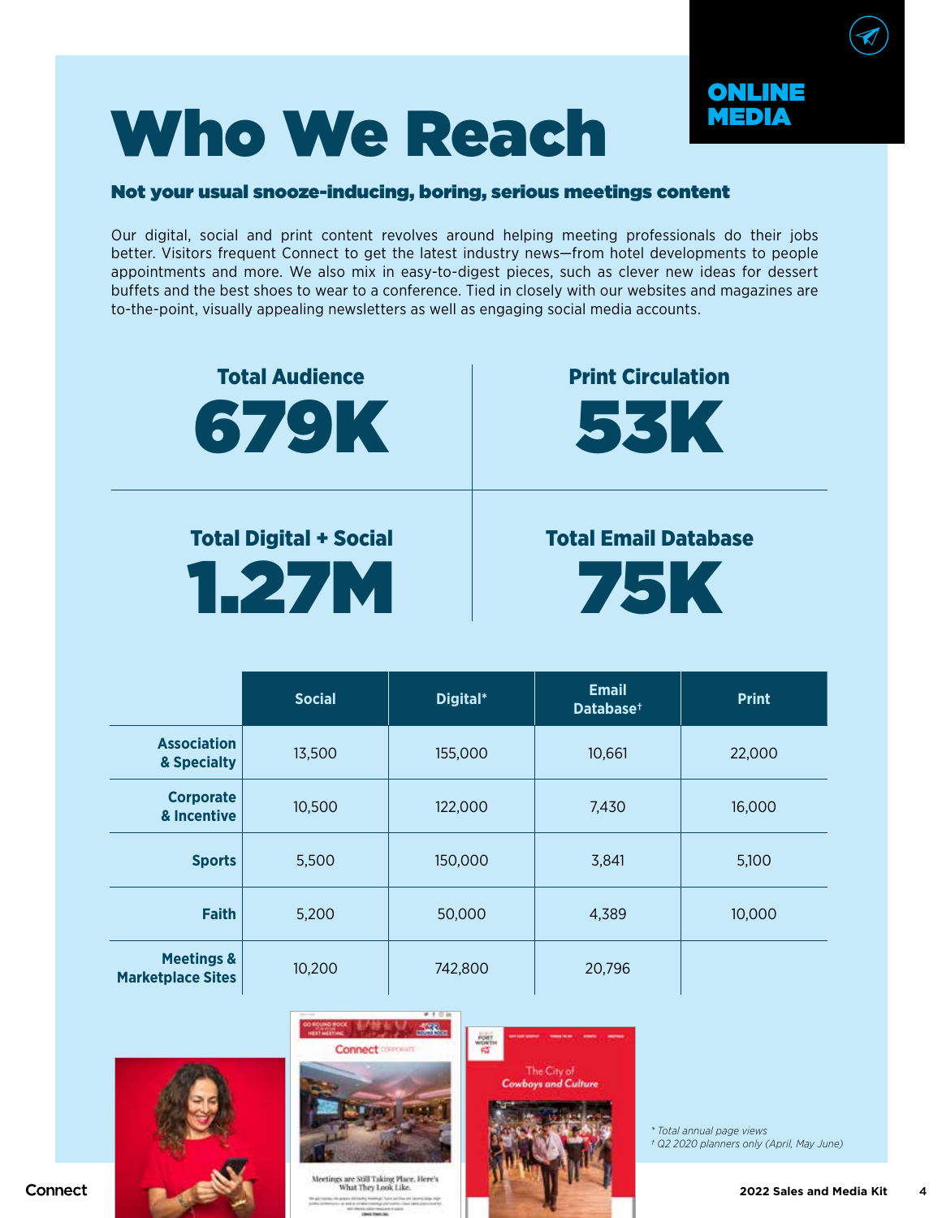ONLINE MEDIA

# Who We Reach

### Not your usual snooze-inducing, boring, serious meetings content

Our digital, social and print content revolves around helping meeting professionals do their jobs better. Visitors frequent Connect to get the latest industry news—from hotel developments to people appointments and more. We also mix in easy-to-digest pieces, such as clever new ideas for dessert buffets and the best shoes to wear to a conference. Tied in closely with our websites and magazines are to-the-point, visually appealing newsletters as well as engaging social media accounts.

**Total Audience**
**679K**

**Print Circulation**
**53K**

**Total Digital + Social**
**1.27M**

**Total Email Database**
**75K**

| | Social | Digital* | Email Database† | Print |
|---|---|---|---|---|
| **Association & Specialty** | 13,500 | 155,000 | 10,661 | 22,000 |
| **Corporate & Incentive** | 10,500 | 122,000 | 7,430 | 16,000 |
| **Sports** | 5,500 | 150,000 | 3,841 | 5,100 |
| **Faith** | 5,200 | 50,000 | 4,389 | 10,000 |
| **Meetings & Marketplace Sites** | 10,200 | 742,800 | 20,796 | |

*\* Total annual page views*
*† Q2 2020 planners only (April, May June)*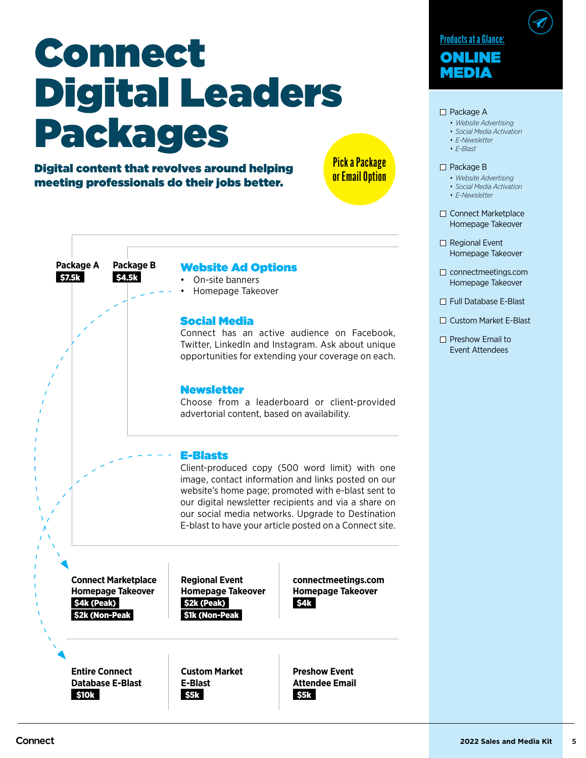# Connect Digital Leaders Packages

**Digital content that revolves around helping meeting professionals do their jobs better.**

Pick a Package or Email Option

**Package A** $7.5k

**Package B** $4.5k

## Website Ad Options

- On-site banners
- Homepage Takeover

## Social Media

Connect has an active audience on Facebook, Twitter, LinkedIn and Instagram. Ask about unique opportunities for extending your coverage on each.

## Newsletter

Choose from a leaderboard or client-provided advertorial content, based on availability.

## E-Blasts

Client-produced copy (500 word limit) with one image, contact information and links posted on our website's home page; promoted with e-blast sent to our digital newsletter recipients and via a share on our social media networks. Upgrade to Destination E-blast to have your article posted on a Connect site.

**Connect Marketplace Homepage Takeover**
$4k (Peak)
$2k (Non-Peak)

**Regional Event Homepage Takeover**
$2k (Peak)
$1k (Non-Peak

**connectmeetings.com Homepage Takeover**
$4k

**Entire Connect Database E-Blast**
$10k

**Custom Market E-Blast**
$5k

**Preshow Event Attendee Email**
$5k

Products at a Glance:

## ONLINE MEDIA

- ☐ Package A
  - *Website Advertising*
  - *Social Media Activation*
  - *E-Newsletter*
  - *E-Blast*
- ☐ Package B
  - *Website Advertising*
  - *Social Media Activation*
  - *E-Newsletter*
- ☐ Connect Marketplace Homepage Takeover
- ☐ Regional Event Homepage Takeover
- ☐ connectmeetings.com Homepage Takeover
- ☐ Full Database E-Blast
- ☐ Custom Market E-Blast
- ☐ Preshow Email to Event Attendees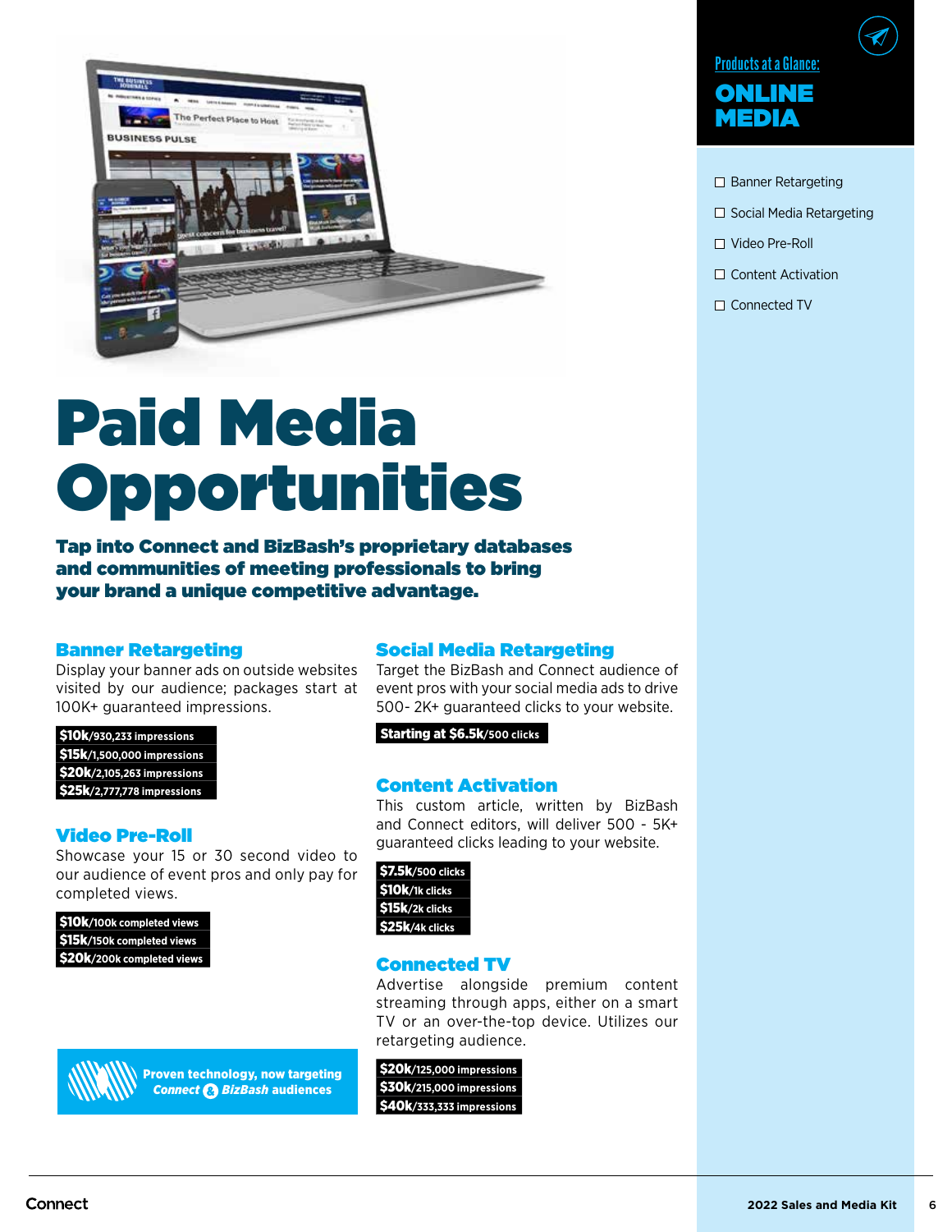Products at a Glance:

## ONLINE MEDIA

- ☐ Banner Retargeting
- ☐ Social Media Retargeting
- ☐ Video Pre-Roll
- ☐ Content Activation
- ☐ Connected TV

# Paid Media Opportunities

**Tap into Connect and BizBash's proprietary databases and communities of meeting professionals to bring your brand a unique competitive advantage.**

### Banner Retargeting

Display your banner ads on outside websites visited by our audience; packages start at 100K+ guaranteed impressions.

- **$10k**/930,233 impressions
- **$15k**/1,500,000 impressions
- **$20k**/2,105,263 impressions
- **$25k**/2,777,778 impressions

### Video Pre-Roll

Showcase your 15 or 30 second video to our audience of event pros and only pay for completed views.

- **$10k**/100k completed views
- **$15k**/150k completed views
- **$20k**/200k completed views

**Proven technology, now targeting *Connect & BizBash* audiences**

### Social Media Retargeting

Target the BizBash and Connect audience of event pros with your social media ads to drive 500- 2K+ guaranteed clicks to your website.

- **Starting at $6.5k**/500 clicks

### Content Activation

This custom article, written by BizBash and Connect editors, will deliver 500 - 5K+ guaranteed clicks leading to your website.

- **$7.5k**/500 clicks
- **$10k**/1k clicks
- **$15k**/2k clicks
- **$25k**/4k clicks

### Connected TV

Advertise alongside premium content streaming through apps, either on a smart TV or an over-the-top device. Utilizes our retargeting audience.

- **$20k**/125,000 impressions
- **$30k**/215,000 impressions
- **$40k**/333,333 impressions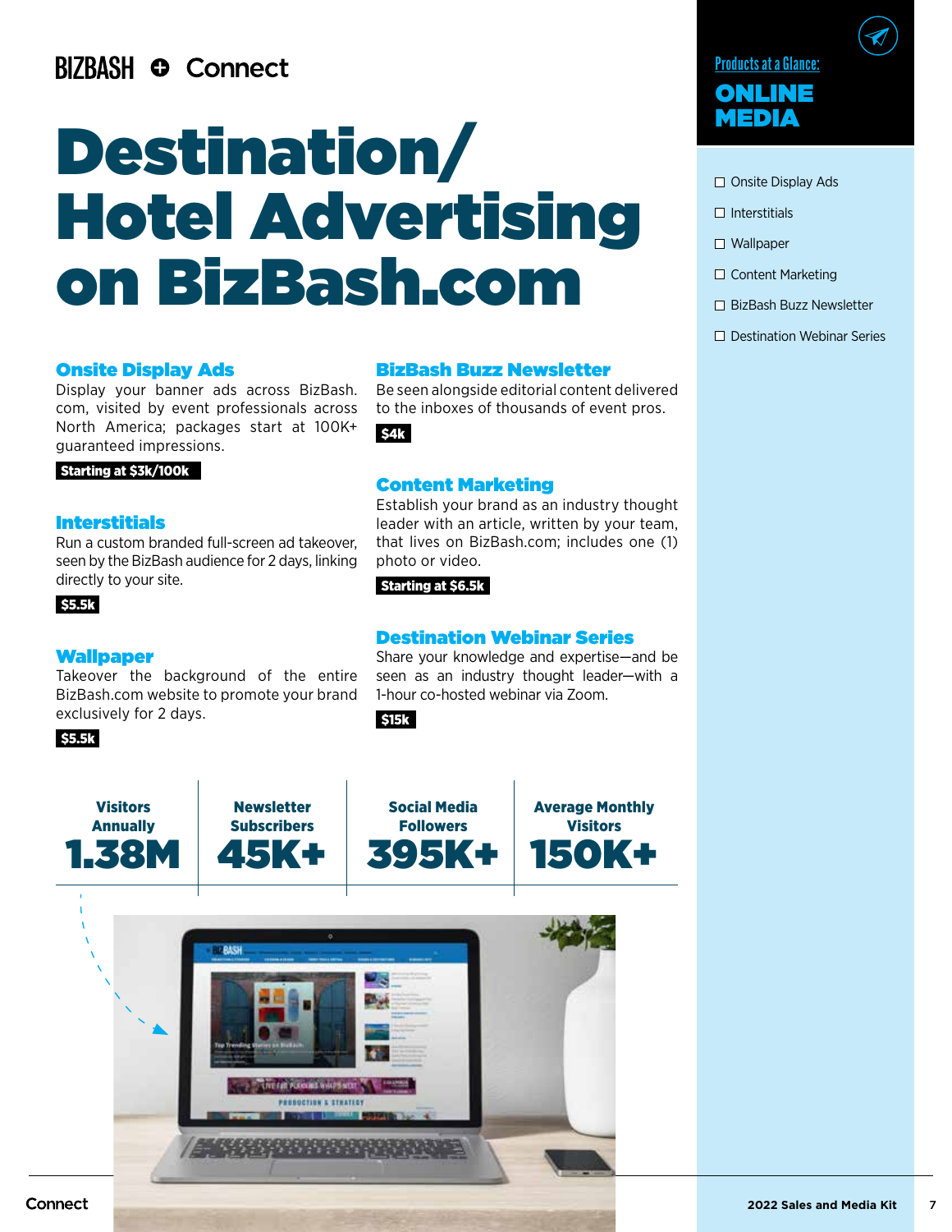BIZBASH ⊕ Connect

# Destination/ Hotel Advertising on BizBash.com

### Onsite Display Ads

Display your banner ads across BizBash.com, visited by event professionals across North America; packages start at 100K+ guaranteed impressions.

**Starting at $3k/100k**

### Interstitials

Run a custom branded full-screen ad takeover, seen by the BizBash audience for 2 days, linking directly to your site.

**$5.5k**

### Wallpaper

Takeover the background of the entire BizBash.com website to promote your brand exclusively for 2 days.

**$5.5k**

### BizBash Buzz Newsletter

Be seen alongside editorial content delivered to the inboxes of thousands of event pros.

**$4k**

### Content Marketing

Establish your brand as an industry thought leader with an article, written by your team, that lives on BizBash.com; includes one (1) photo or video.

**Starting at $6.5k**

### Destination Webinar Series

Share your knowledge and expertise—and be seen as an industry thought leader—with a 1-hour co-hosted webinar via Zoom.

**$15k**

| Visitors Annually | Newsletter Subscribers | Social Media Followers | Average Monthly Visitors |
|---|---|---|---|
| 1.38M | 45K+ | 395K+ | 150K+ |

## Products at a Glance: ONLINE MEDIA

- ☐ Onsite Display Ads
- ☐ Interstitials
- ☐ Wallpaper
- ☐ Content Marketing
- ☐ BizBash Buzz Newsletter
- ☐ Destination Webinar Series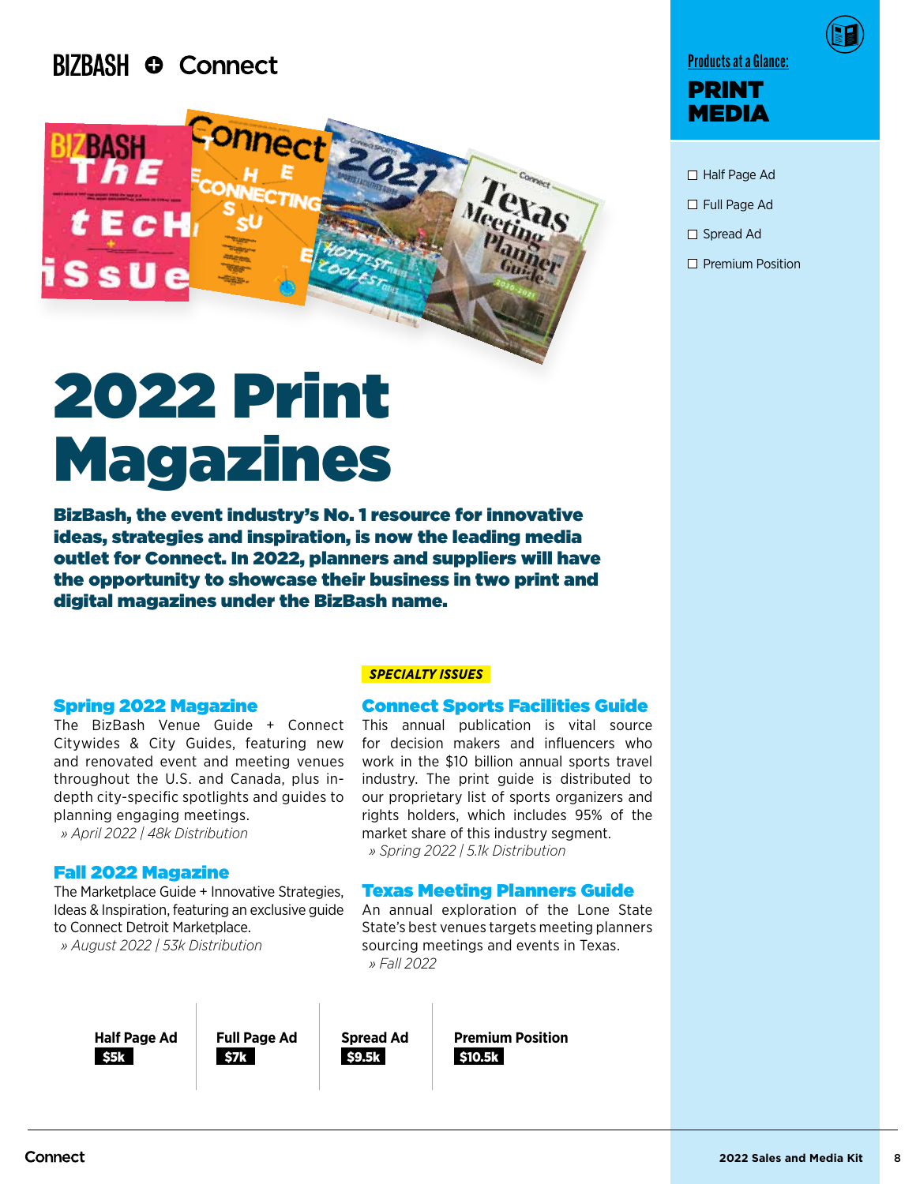BIZBASH ⊕ Connect

# 2022 Print Magazines

**BizBash, the event industry's No. 1 resource for innovative ideas, strategies and inspiration, is now the leading media outlet for Connect. In 2022, planners and suppliers will have the opportunity to showcase their business in two print and digital magazines under the BizBash name.**

### Spring 2022 Magazine

The BizBash Venue Guide + Connect Citywides & City Guides, featuring new and renovated event and meeting venues throughout the U.S. and Canada, plus in-depth city-specific spotlights and guides to planning engaging meetings.

*» April 2022 | 48k Distribution*

### Fall 2022 Magazine

The Marketplace Guide + Innovative Strategies, Ideas & Inspiration, featuring an exclusive guide to Connect Detroit Marketplace.

*» August 2022 | 53k Distribution*

***SPECIALTY ISSUES***

### Connect Sports Facilities Guide

This annual publication is vital source for decision makers and influencers who work in the $10 billion annual sports travel industry. The print guide is distributed to our proprietary list of sports organizers and rights holders, which includes 95% of the market share of this industry segment.

*» Spring 2022 | 5.1k Distribution*

### Texas Meeting Planners Guide

An annual exploration of the Lone State State's best venues targets meeting planners sourcing meetings and events in Texas.

*» Fall 2022*

| Half Page Ad | Full Page Ad | Spread Ad | Premium Position |
|---|---|---|---|
| $5k | $7k | $9.5k | $10.5k |

Products at a Glance:

## PRINT MEDIA

- ☐ Half Page Ad
- ☐ Full Page Ad
- ☐ Spread Ad
- ☐ Premium Position